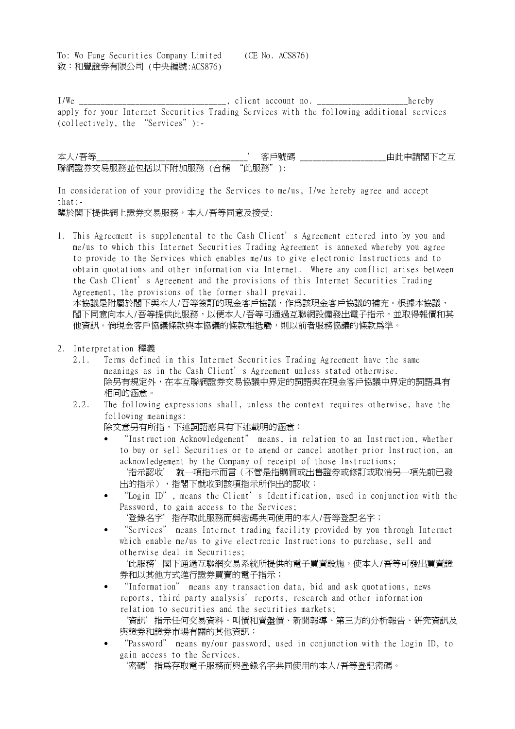To: Wo Fung Securities Company Limited (CE No. ACS876)
致：和豐證券有限公司 (中央編號:ACS876)

I/We ___________________________________, client account no. _____________________hereby apply for your Internet Securities Trading Services with the following additional services (collectively, the "Services"):-

本人/吾等___________________________________' 客戶號碼 ____________________由此申請閣下之互聯網證券交易服務並包括以下附加服務 (合稱 "此服務"):

In consideration of your providing the Services to me/us, I/we hereby agree and accept that:-
鑒於閣下提供網上證券交易服務，本人/吾等同意及接受:

1. This Agreement is supplemental to the Cash Client's Agreement entered into by you and me/us to which this Internet Securities Trading Agreement is annexed whereby you agree to provide to the Services which enables me/us to give electronic Instructions and to obtain quotations and other information via Internet. Where any conflict arises between the Cash Client's Agreement and the provisions of this Internet Securities Trading Agreement, the provisions of the former shall prevail.
   本協議是附屬於閣下與本人/吾等簽訂的現金客戶協議，作爲該現金客戶協議的補充。根據本協議，閣下同意向本人/吾等提供此服務，以便本人/吾等可通過互聯網設備發出電子指示，並取得報價和其他資訊。倘現金客戶協議條款與本協議的條款相抵觸，則以前者服務協議的條款爲準。

2. Interpretation 釋義
   2.1. Terms defined in this Internet Securities Trading Agreement have the same meanings as in the Cash Client's Agreement unless stated otherwise.
   除另有規定外，在本互聯網證券交易協議中界定的詞語與在現金客戶協議中界定的詞語具有相同的涵意。
   2.2. The following expressions shall, unless the context requires otherwise, have the following meanings:
   除文意另有所指，下述詞語應具有下述載明的涵意：
   - "Instruction Acknowledgement" means, in relation to an Instruction, whether to buy or sell Securities or to amend or cancel another prior Instruction, an acknowledgement by the Company of receipt of those Instructions;
     '指示認收' 就一項指示而言（不管是指購買或出售證券或修訂或取消另一項先前已發出的指示），指閣下就收到該項指示所作出的認收；
   - "Login ID", means the Client's Identification, used in conjunction with the Password, to gain access to the Services;
     '登錄名字' 指存取此服務而與密碼共同使用的本人/吾等登記名字；
   - "Services" means Internet trading facility provided by you through Internet which enable me/us to give electronic Instructions to purchase, sell and otherwise deal in Securities;
     '此服務' 閣下通過互聯網交易系統所提供的電子買賣設施，使本人/吾等可發出買賣證券和以其他方式進行證券買賣的電子指示；
   - "Information" means any transaction data, bid and ask quotations, news reports, third party analysis' reports, research and other information relation to securities and the securities markets;
     '資訊' 指示任何交易資料、叫價和賣盤價、新聞報導、第三方的分析報告、研究資訊及與證券和證券市場有關的其他資訊；
   - "Password" means my/our password, used in conjunction with the Login ID, to gain access to the Services.
     '密碼' 指爲存取電子服務而與登錄名字共同使用的本人/吾等登記密碼。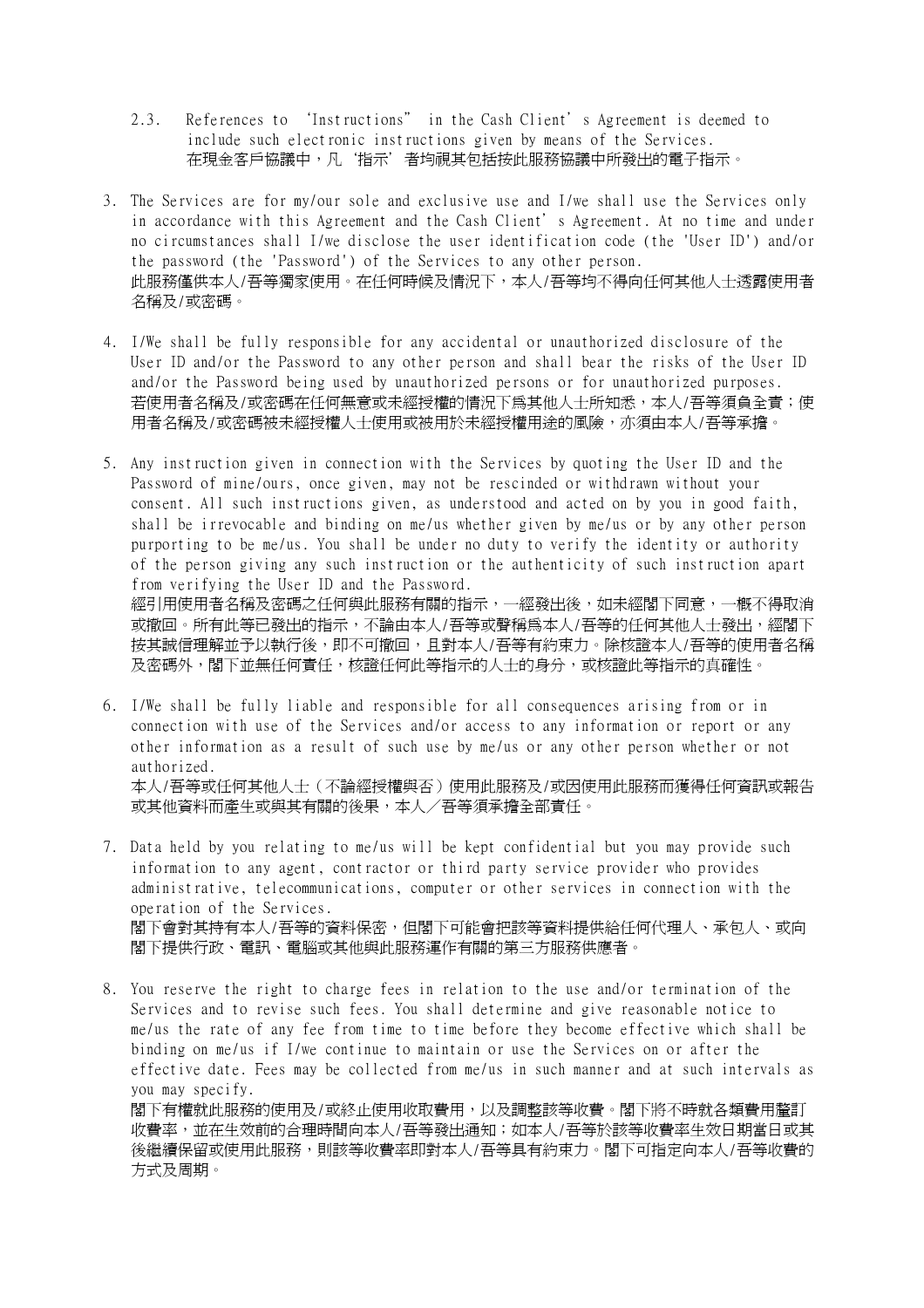2.3. References to 'Instructions' in the Cash Client's Agreement is deemed to include such electronic instructions given by means of the Services.
在現金客戶協議中，凡'指示'者均視其包括按此服務協議中所發出的電子指示。

3. The Services are for my/our sole and exclusive use and I/we shall use the Services only in accordance with this Agreement and the Cash Client's Agreement. At no time and under no circumstances shall I/we disclose the user identification code (the 'User ID') and/or the password (the 'Password') of the Services to any other person.
此服務僅供本人/吾等獨家使用。在任何時候及情況下，本人/吾等均不得向任何其他人士透露使用者名稱及/或密碼。

4. I/We shall be fully responsible for any accidental or unauthorized disclosure of the User ID and/or the Password to any other person and shall bear the risks of the User ID and/or the Password being used by unauthorized persons or for unauthorized purposes.
若使用者名稱及/或密碼在任何無意或未經授權的情況下爲其他人士所知悉，本人/吾等須負全責；使用者名稱及/或密碼被未經授權人士使用或被用於未經授權用途的風險，亦須由本人/吾等承擔。

5. Any instruction given in connection with the Services by quoting the User ID and the Password of mine/ours, once given, may not be rescinded or withdrawn without your consent. All such instructions given, as understood and acted on by you in good faith, shall be irrevocable and binding on me/us whether given by me/us or by any other person purporting to be me/us. You shall be under no duty to verify the identity or authority of the person giving any such instruction or the authenticity of such instruction apart from verifying the User ID and the Password.
經引用使用者名稱及密碼之任何與此服務有關的指示，一經發出後，如未經閣下同意，一概不得取消或撤回。所有此等已發出的指示，不論由本人/吾等或聲稱爲本人/吾等的任何其他人士發出，經閣下按其誠信理解並予以執行後，即不可撤回，且對本人/吾等有約束力。除核證本人/吾等的使用者名稱及密碼外，閣下並無任何責任，核證任何此等指示的人士的身分，或核證此等指示的真確性。

6. I/We shall be fully liable and responsible for all consequences arising from or in connection with use of the Services and/or access to any information or report or any other information as a result of such use by me/us or any other person whether or not authorized.
本人/吾等或任何其他人士（不論經授權與否）使用此服務及/或因使用此服務而獲得任何資訊或報告或其他資料而產生或與其有關的後果，本人／吾等須承擔全部責任。

7. Data held by you relating to me/us will be kept confidential but you may provide such information to any agent, contractor or third party service provider who provides administrative, telecommunications, computer or other services in connection with the operation of the Services.
閣下會對其持有本人/吾等的資料保密，但閣下可能會把該等資料提供給任何代理人、承包人、或向閣下提供行政、電訊、電腦或其他與此服務運作有關的第三方服務供應者。

8. You reserve the right to charge fees in relation to the use and/or termination of the Services and to revise such fees. You shall determine and give reasonable notice to me/us the rate of any fee from time to time before they become effective which shall be binding on me/us if I/we continue to maintain or use the Services on or after the effective date. Fees may be collected from me/us in such manner and at such intervals as you may specify.
閣下有權就此服務的使用及/或終止使用收取費用，以及調整該等收費。閣下將不時就各類費用釐訂收費率，並在生效前的合理時間向本人/吾等發出通知；如本人/吾等於該等收費率生效日期當日或其後繼續保留或使用此服務，則該等收費率即對本人/吾等具有約束力。閣下可指定向本人/吾等收費的方式及周期。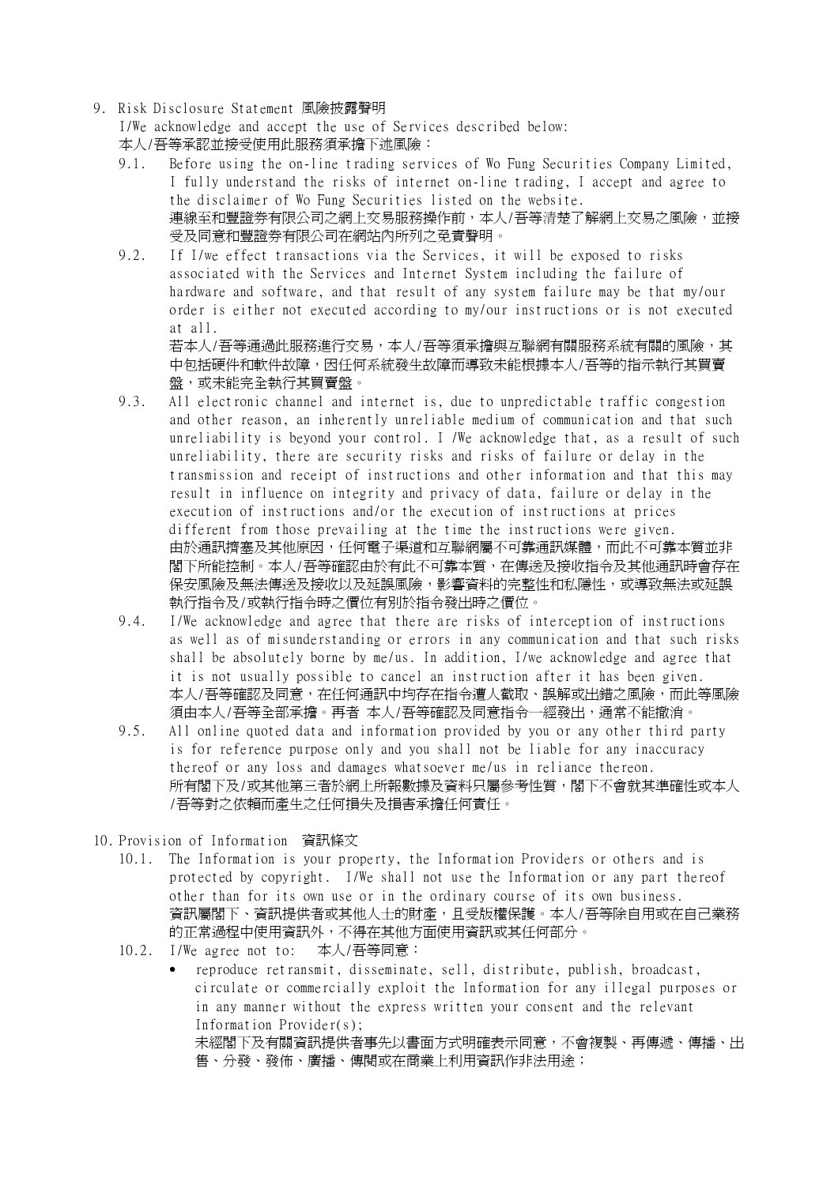9. Risk Disclosure Statement 風險披露聲明

I/We acknowledge and accept the use of Services described below:
本人/吾等承認並接受使用此服務須承擔下述風險：

9.1. Before using the on-line trading services of Wo Fung Securities Company Limited, I fully understand the risks of internet on-line trading, I accept and agree to the disclaimer of Wo Fung Securities listed on the website.
連線至和豐證券有限公司之網上交易服務操作前，本人/吾等清楚了解網上交易之風險，並接受及同意和豐證券有限公司在網站內所列之免責聲明。

9.2. If I/we effect transactions via the Services, it will be exposed to risks associated with the Services and Internet System including the failure of hardware and software, and that result of any system failure may be that my/our order is either not executed according to my/our instructions or is not executed at all.
若本人/吾等通過此服務進行交易，本人/吾等須承擔與互聯網有關服務系統有關的風險，其中包括硬件和軟件故障，因任何系統發生故障而導致未能根據本人/吾等的指示執行其買賣盤，或未能完全執行其買賣盤。

9.3. All electronic channel and internet is, due to unpredictable traffic congestion and other reason, an inherently unreliable medium of communication and that such unreliability is beyond your control. I /We acknowledge that, as a result of such unreliability, there are security risks and risks of failure or delay in the transmission and receipt of instructions and other information and that this may result in influence on integrity and privacy of data, failure or delay in the execution of instructions and/or the execution of instructions at prices different from those prevailing at the time the instructions were given.
由於通訊擠塞及其他原因，任何電子渠道和互聯網屬不可靠通訊媒體，而此不可靠本質並非閣下所能控制。本人/吾等確認由於有此不可靠本質，在傳送及接收指令及其他通訊時會存在保安風險及無法傳送及接收以及延誤風險，影響資料的完整性和私隱性，或導致無法或延誤執行指令及/或執行指令時之價位有別於指令發出時之價位。

9.4. I/We acknowledge and agree that there are risks of interception of instructions as well as of misunderstanding or errors in any communication and that such risks shall be absolutely borne by me/us. In addition, I/we acknowledge and agree that it is not usually possible to cancel an instruction after it has been given.
本人/吾等確認及同意，在任何通訊中均存在指令遭人截取、誤解或出錯之風險，而此等風險須由本人/吾等全部承擔。再者 本人/吾等確認及同意指令一經發出，通常不能撤消。

9.5. All online quoted data and information provided by you or any other third party is for reference purpose only and you shall not be liable for any inaccuracy thereof or any loss and damages whatsoever me/us in reliance thereon.
所有閣下及/或其他第三者於網上所報數據及資料只屬參考性質，閣下不會就其準確性或本人/吾等對之依賴而產生之任何損失及損害承擔任何責任。

10. Provision of Information 資訊條文

10.1. The Information is your property, the Information Providers or others and is protected by copyright. I/We shall not use the Information or any part thereof other than for its own use or in the ordinary course of its own business.
資訊屬閣下、資訊提供者或其他人士的財產，且受版權保護。本人/吾等除自用或在自己業務的正常過程中使用資訊外，不得在其他方面使用資訊或其任何部分。

10.2. I/We agree not to: 本人/吾等同意：

- reproduce retransmit, disseminate, sell, distribute, publish, broadcast, circulate or commercially exploit the Information for any illegal purposes or in any manner without the express written your consent and the relevant Information Provider(s);
未經閣下及有關資訊提供者事先以書面方式明確表示同意，不會複製、再傳遞、傳播、出售、分發、發佈、廣播、傳閱或在商業上利用資訊作非法用途；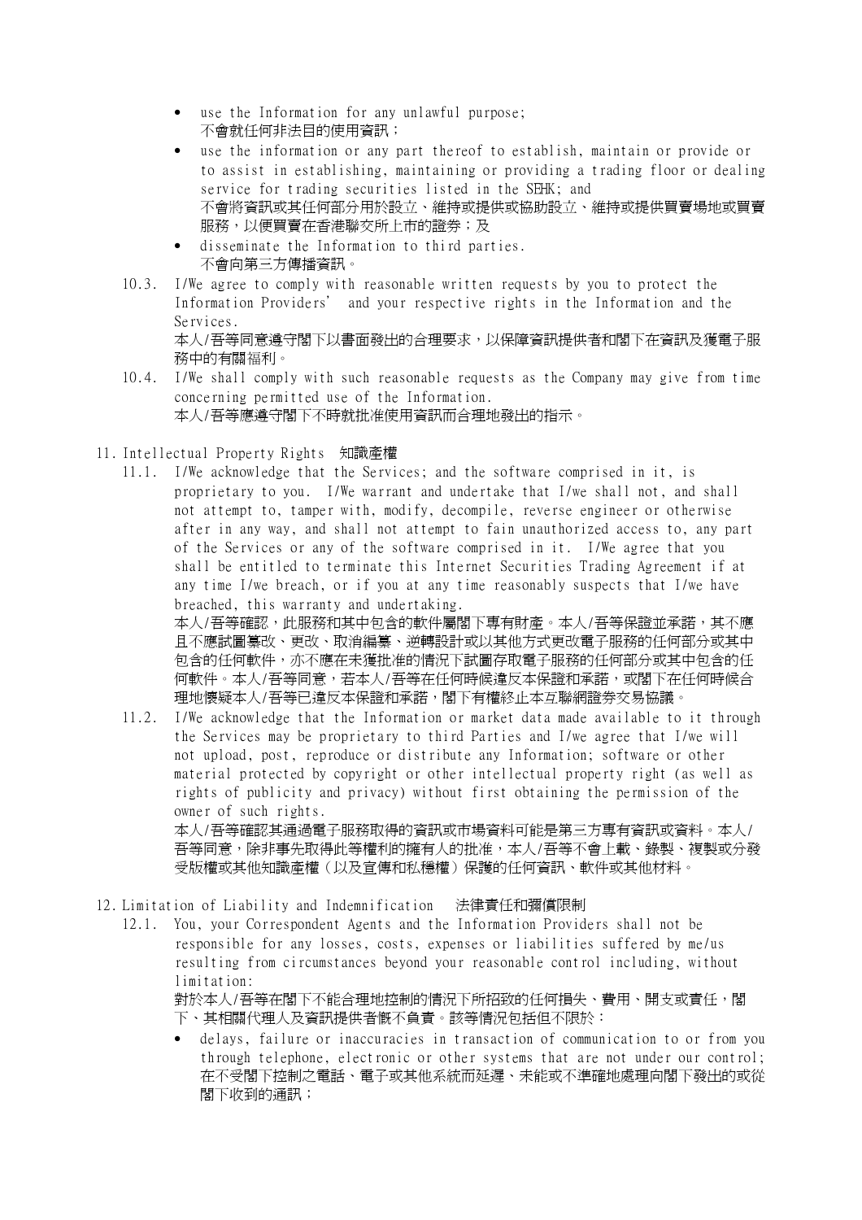- use the Information for any unlawful purpose;
  不會就任何非法目的使用資訊；
- use the information or any part thereof to establish, maintain or provide or to assist in establishing, maintaining or providing a trading floor or dealing service for trading securities listed in the SEHK; and
  不會將資訊或其任何部分用於設立、維持或提供或協助設立、維持或提供買賣場地或買賣服務，以便買賣在香港聯交所上市的證券；及
- disseminate the Information to third parties.
  不會向第三方傳播資訊。

10.3. I/We agree to comply with reasonable written requests by you to protect the Information Providers' and your respective rights in the Information and the Services.
本人/吾等同意遵守閣下以書面發出的合理要求，以保障資訊提供者和閣下在資訊及獲電子服務中的有關福利。

10.4. I/We shall comply with such reasonable requests as the Company may give from time concerning permitted use of the Information.
本人/吾等應遵守閣下不時就批准使用資訊而合理地發出的指示。

11. Intellectual Property Rights 知識產權

11.1. I/We acknowledge that the Services; and the software comprised in it, is proprietary to you. I/We warrant and undertake that I/we shall not, and shall not attempt to, tamper with, modify, decompile, reverse engineer or otherwise after in any way, and shall not attempt to fain unauthorized access to, any part of the Services or any of the software comprised in it. I/We agree that you shall be entitled to terminate this Internet Securities Trading Agreement if at any time I/we breach, or if you at any time reasonably suspects that I/we have breached, this warranty and undertaking.
本人/吾等確認，此服務和其中包含的軟件屬閣下專有財產。本人/吾等保證並承諾，其不應且不應試圖篡改、更改、取消編纂、逆轉設計或以其他方式更改電子服務的任何部分或其中包含的任何軟件，亦不應在未獲批准的情況下試圖存取電子服務的任何部分或其中包含的任何軟件。本人/吾等同意，若本人/吾等在任何時候違反本保證和承諾，或閣下在任何時候合理地懷疑本人/吾等已違反本保證和承諾，閣下有權終止本互聯網證券交易協議。

11.2. I/We acknowledge that the Information or market data made available to it through the Services may be proprietary to third Parties and I/we agree that I/we will not upload, post, reproduce or distribute any Information; software or other material protected by copyright or other intellectual property right (as well as rights of publicity and privacy) without first obtaining the permission of the owner of such rights.
本人/吾等確認其通過電子服務取得的資訊或市場資料可能是第三方專有資訊或資料。本人/吾等同意，除非事先取得此等權利的擁有人的批准，本人/吾等不會上載、錄製、複製或分發受版權或其他知識產權（以及宣傳和私穩權）保護的任何資訊、軟件或其他材料。

12. Limitation of Liability and Indemnification 法律責任和彌償限制

12.1. You, your Correspondent Agents and the Information Providers shall not be responsible for any losses, costs, expenses or liabilities suffered by me/us resulting from circumstances beyond your reasonable control including, without limitation:
對於本人/吾等在閣下不能合理地控制的情況下所招致的任何損失、費用、開支或責任，閣下、其相關代理人及資訊提供者概不負責。該等情況包括但不限於：

- delays, failure or inaccuracies in transaction of communication to or from you through telephone, electronic or other systems that are not under our control;
  在不受閣下控制之電話、電子或其他系統而延遲、未能或不準確地處理向閣下發出的或從閣下收到的通訊；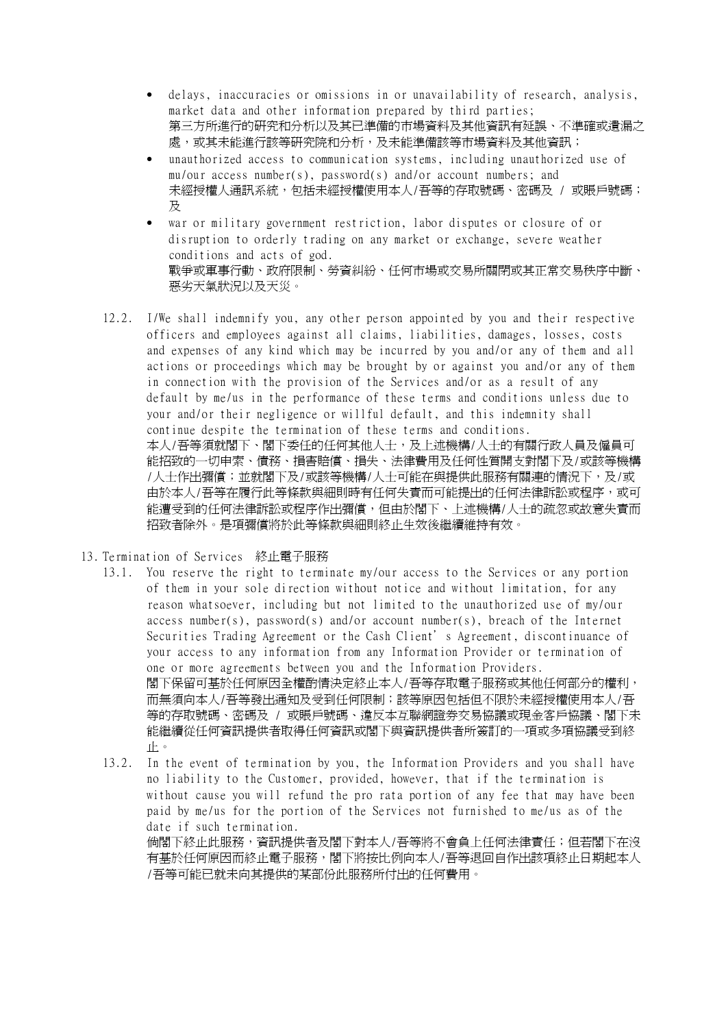- delays, inaccuracies or omissions in or unavailability of research, analysis, market data and other information prepared by third parties;
  第三方所進行的研究和分析以及其已準備的市場資料及其他資訊有延誤、不準確或遺漏之處，或其未能進行該等研究院和分析，及未能準備該等市場資料及其他資訊；
- unauthorized access to communication systems, including unauthorized use of mu/our access number(s), password(s) and/or account numbers; and
  未經授權人通訊系統，包括未經授權使用本人/吾等的存取號碼、密碼及 / 或賬戶號碼；及
- war or military government restriction, labor disputes or closure of or disruption to orderly trading on any market or exchange, severe weather conditions and acts of god.
  戰爭或軍事行動、政府限制、勞資糾紛、任何市場或交易所關閉或其正常交易秩序中斷、惡劣天氣狀況以及天災。

12.2. I/We shall indemnify you, any other person appointed by you and their respective officers and employees against all claims, liabilities, damages, losses, costs and expenses of any kind which may be incurred by you and/or any of them and all actions or proceedings which may be brought by or against you and/or any of them in connection with the provision of the Services and/or as a result of any default by me/us in the performance of these terms and conditions unless due to your and/or their negligence or willful default, and this indemnity shall continue despite the termination of these terms and conditions.
本人/吾等須就閣下、閣下委任的任何其他人士，及上述機構/人士的有關行政人員及僱員可能招致的一切申索、債務、損害賠償、損失、法律費用及任何性質開支對閣下及/或該等機構/人士作出彌償；並就閣下及/或該等機構/人士可能在與提供此服務有關連的情況下，及/或由於本人/吾等在履行此等條款與細則時有任何失責而可能提出的任何法律訴訟或程序，或可能遭受到的任何法律訴訟或程序作出彌償，但由於閣下、上述機構/人士的疏忽或故意失責而招致者除外。是項彌償將於此等條款與細則終止生效後繼續維持有效。

13. Termination of Services 終止電子服務

13.1. You reserve the right to terminate my/our access to the Services or any portion of them in your sole direction without notice and without limitation, for any reason whatsoever, including but not limited to the unauthorized use of my/our access number(s), password(s) and/or account number(s), breach of the Internet Securities Trading Agreement or the Cash Client's Agreement, discontinuance of your access to any information from any Information Provider or termination of one or more agreements between you and the Information Providers.
閣下保留可基於任何原因全權酌情決定終止本人/吾等存取電子服務或其他任何部分的權利，而無須向本人/吾等發出通知及受到任何限制；該等原因包括但不限於未經授權使用本人/吾等的存取號碼、密碼及 / 或賬戶號碼、違反本互聯網證券交易協議或現金客戶協議、閣下未能繼續從任何資訊提供者取得任何資訊或閣下與資訊提供者所簽訂的一項或多項協議受到終止。

13.2. In the event of termination by you, the Information Providers and you shall have no liability to the Customer, provided, however, that if the termination is without cause you will refund the pro rata portion of any fee that may have been paid by me/us for the portion of the Services not furnished to me/us as of the date if such termination.
倘閣下終止此服務，資訊提供者及閣下對本人/吾等將不會負上任何法律責任；但若閣下在沒有基於任何原因而終止電子服務，閣下將按比例向本人/吾等退回自作出該項終止日期起本人/吾等可能已就未向其提供的某部份此服務所付出的任何費用。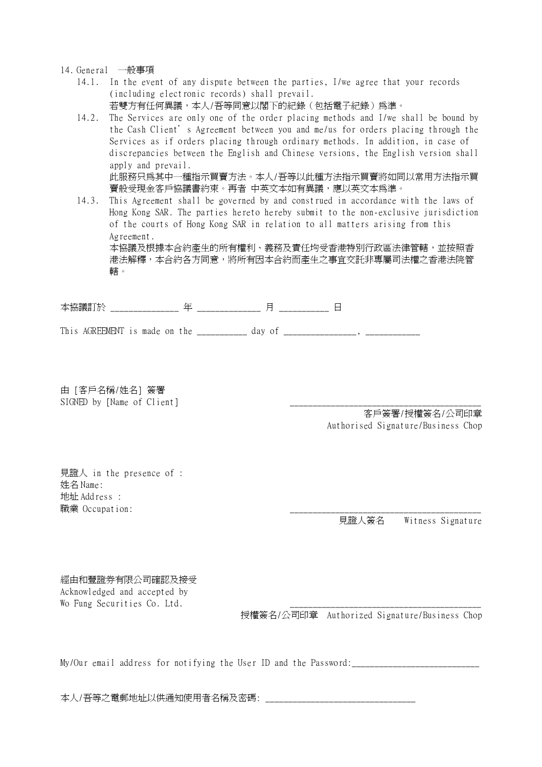14. General 一般事項

14.1. In the event of any dispute between the parties, I/we agree that your records (including electronic records) shall prevail.
若雙方有任何異議，本人/吾等同意以閣下的紀錄（包括電子紀錄）爲準。

14.2. The Services are only one of the order placing methods and I/we shall be bound by the Cash Client's Agreement between you and me/us for orders placing through the Services as if orders placing through ordinary methods. In addition, in case of discrepancies between the English and Chinese versions, the English version shall apply and prevail.
此服務只爲其中一種指示買賣方法。本人/吾等以此種方法指示買賣將如同以常用方法指示買賣般受現金客戶協議書約束。再者 中英文本如有異議，應以英文本爲準。

14.3. This Agreement shall be governed by and construed in accordance with the laws of Hong Kong SAR. The parties hereto hereby submit to the non-exclusive jurisdiction of the courts of Hong Kong SAR in relation to all matters arising from this Agreement.
本協議及根據本合約產生的所有權利、義務及責任均受香港特別行政區法律管轄，並按照香港法解釋，本合約各方同意，將所有因本合約而產生之事宜交託非專屬司法權之香港法院管轄。

本協議訂於 ______________ 年 _____________ 月 __________ 日

This AGREEMENT is made on the __________ day of _______________, ___________

由 [客戶名稱/姓名] 簽署
SIGNED by [Name of Client]

________________________________________
客戶簽署/授權簽名/公司印章
Authorised Signature/Business Chop

見證人 in the presence of :
姓名 Name:
地址 Address :
職業 Occupation:

________________________________________
見證人簽名 Witness Signature

經由和豐證券有限公司確認及接受
Acknowledged and accepted by
Wo Fung Securities Co. Ltd.

________________________________________
授權簽名/公司印章 Authorized Signature/Business Chop

My/Our email address for notifying the User ID and the Password:___________________________

本人/吾等之電郵地址以供通知使用者名稱及密碼: _______________________________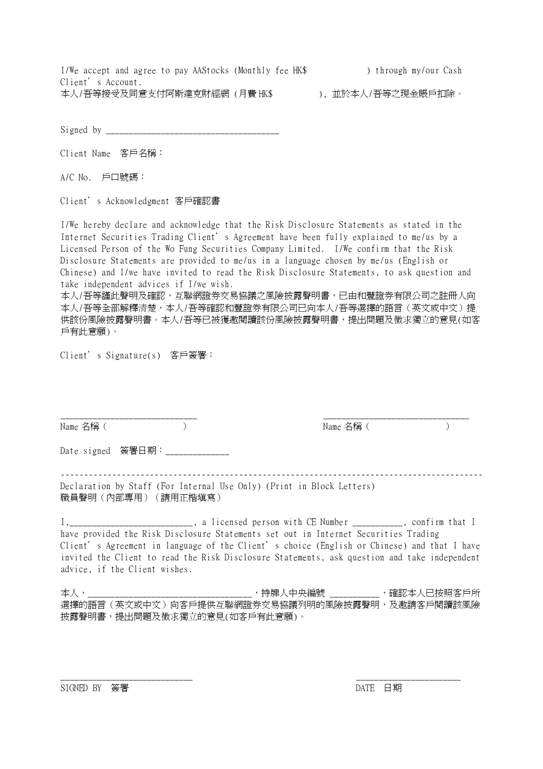I/We accept and agree to pay AAStocks (Monthly fee HK$ ) through my/our Cash Client's Account.
本人/吾等接受及同意支付阿斯達克財經網 (月費 HK$ ), 並於本人/吾等之現金賬戶扣除。

Signed by ______________________________________

Client Name 客戶名稱：

A/C No. 戶口號碼：

Client's Acknowledgment 客戶確認書

I/We hereby declare and acknowledge that the Risk Disclosure Statements as stated in the Internet Securities Trading Client's Agreement have been fully explained to me/us by a Licensed Person of the Wo Fung Securities Company Limited. I/We confirm that the Risk Disclosure Statements are provided to me/us in a language chosen by me/us (English or Chinese) and I/we have invited to read the Risk Disclosure Statements, to ask question and take independent advices if I/we wish.
本人/吾等謹此聲明及確認，互聯網證券交易協議之風險披露聲明書，已由和豐證券有限公司之註冊人向本人/吾等全部解釋清楚，本人/吾等確認和豐證券有限公司已向本人/吾等選擇的語言（英文或中文）提供該份風險披露聲明書。本人/吾等已被獲邀閱讀該份風險披露聲明書，提出問題及徵求獨立的意見(如客戶有此意願)。

Client's Signature(s) 客戶簽署：

_______________________________ _______________________________
Name 名稱 ( ) Name 名稱 ( )

Date signed 簽署日期：_____________

---

Declaration by Staff (For Internal Use Only) (Print in Block Letters)
職員聲明（內部專用）（請用正楷填寫）

I,___________________________, a licensed person with CE Number __________, confirm that I have provided the Risk Disclosure Statements set out in Internet Securities Trading Client's Agreement in language of the Client's choice (English or Chinese) and that I have invited the Client to read the Risk Disclosure Statements, ask question and take independent advice, if the Client wishes.

本人，_____________________________________，持牌人中央編號 __________，確認本人已按照客戶所選擇的語言（英文或中文）向客戶提供互聯網證券交易協議列明的風險披露聲明，及邀請客戶閱讀該風險披露聲明書，提出問題及徵求獨立的意見(如客戶有此意願)。

_____________________________ _____________________
SIGNED BY 簽署 DATE 日期